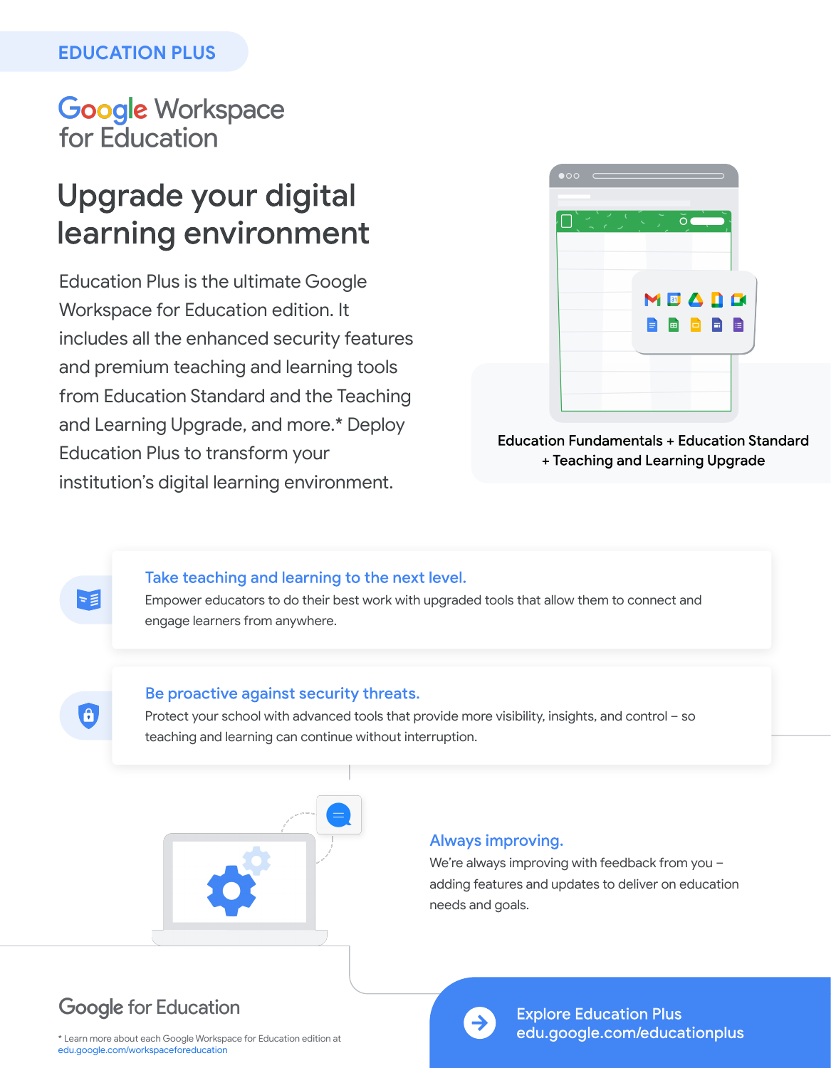EDUCATION PLUS

Google Workspace for Education

# Upgrade your digital learning environment

Education Plus is the ultimate Google Workspace for Education edition. It includes all the enhanced security features and premium teaching and learning tools from Education Standard and the Teaching and Learning Upgrade, and more.* Deploy Education Plus to transform your institution's digital learning environment.

Education Fundamentals + Education Standard + Teaching and Learning Upgrade

### Take teaching and learning to the next level.

Empower educators to do their best work with upgraded tools that allow them to connect and engage learners from anywhere.

### Be proactive against security threats.

Protect your school with advanced tools that provide more visibility, insights, and control – so teaching and learning can continue without interruption.

### Always improving.

We're always improving with feedback from you – adding features and updates to deliver on education needs and goals.

Google for Education

Explore Education Plus
edu.google.com/educationplus

* Learn more about each Google Workspace for Education edition at edu.google.com/workspaceforeducation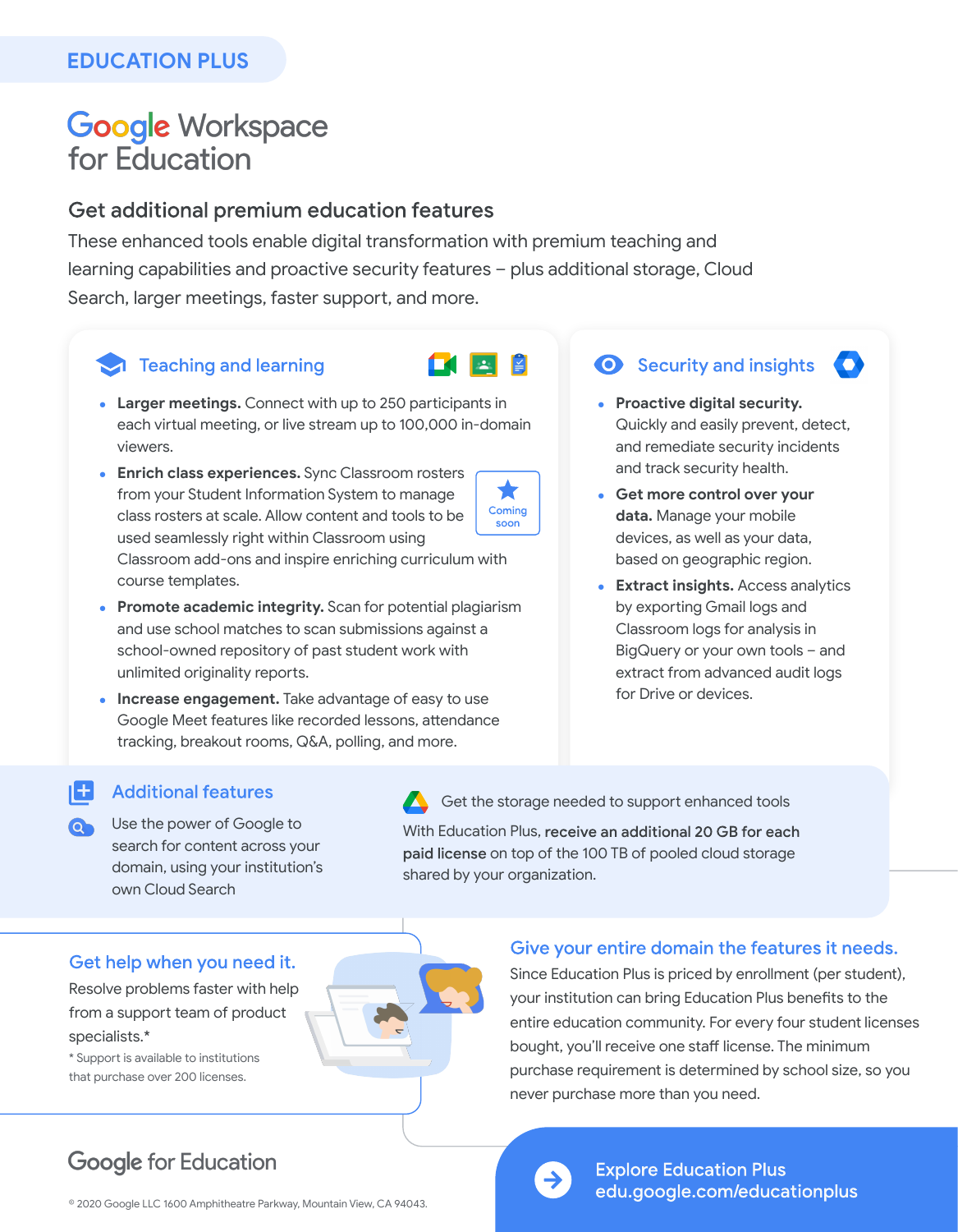EDUCATION PLUS

# Google Workspace for Education

## Get additional premium education features

These enhanced tools enable digital transformation with premium teaching and learning capabilities and proactive security features – plus additional storage, Cloud Search, larger meetings, faster support, and more.

### Teaching and learning

- **Larger meetings.** Connect with up to 250 participants in each virtual meeting, or live stream up to 100,000 in-domain viewers.
- **Enrich class experiences.** Sync Classroom rosters from your Student Information System to manage class rosters at scale. Allow content and tools to be used seamlessly right within Classroom using Classroom add-ons and inspire enriching curriculum with course templates.

  Coming soon
- **Promote academic integrity.** Scan for potential plagiarism and use school matches to scan submissions against a school-owned repository of past student work with unlimited originality reports.
- **Increase engagement.** Take advantage of easy to use Google Meet features like recorded lessons, attendance tracking, breakout rooms, Q&A, polling, and more.

### Security and insights

- **Proactive digital security.** Quickly and easily prevent, detect, and remediate security incidents and track security health.
- **Get more control over your data.** Manage your mobile devices, as well as your data, based on geographic region.
- **Extract insights.** Access analytics by exporting Gmail logs and Classroom logs for analysis in BigQuery or your own tools – and extract from advanced audit logs for Drive or devices.

### Additional features

Use the power of Google to search for content across your domain, using your institution's own Cloud Search

Get the storage needed to support enhanced tools

With Education Plus, **receive an additional 20 GB for each paid license** on top of the 100 TB of pooled cloud storage shared by your organization.

### Get help when you need it.

Resolve problems faster with help from a support team of product specialists.*

* Support is available to institutions that purchase over 200 licenses.

### Give your entire domain the features it needs.

Since Education Plus is priced by enrollment (per student), your institution can bring Education Plus benefits to the entire education community. For every four student licenses bought, you'll receive one staff license. The minimum purchase requirement is determined by school size, so you never purchase more than you need.

Google for Education

Explore Education Plus
edu.google.com/educationplus

© 2020 Google LLC 1600 Amphitheatre Parkway, Mountain View, CA 94043.